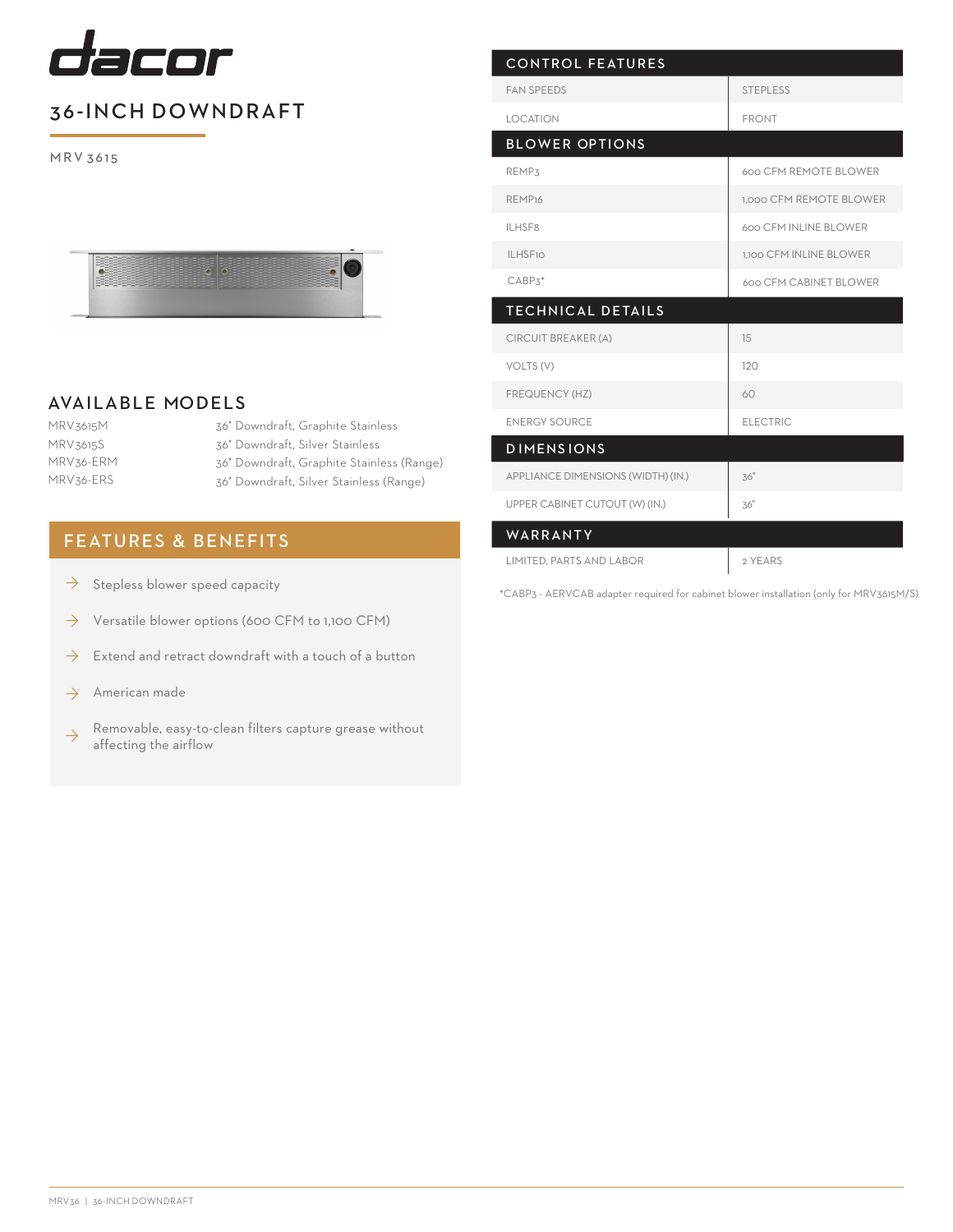# dacor

## 36-INCH DOWNDRAFT

MRV 3615

## AVAILABLE MODELS

| | |
|---|---|
| MRV3615M | 36" Downdraft, Graphite Stainless |
| MRV3615S | 36" Downdraft, Silver Stainless |
| MRV36-ERM | 36" Downdraft, Graphite Stainless (Range) |
| MRV36-ERS | 36" Downdraft, Silver Stainless (Range) |

## FEATURES & BENEFITS

- Stepless blower speed capacity
- Versatile blower options (600 CFM to 1,100 CFM)
- Extend and retract downdraft with a touch of a button
- American made
- Removable, easy-to-clean filters capture grease without affecting the airflow

| CONTROL FEATURES | |
|---|---|
| FAN SPEEDS | STEPLESS |
| LOCATION | FRONT |
| **BLOWER OPTIONS** | |
| REMP3 | 600 CFM REMOTE BLOWER |
| REMP16 | 1,000 CFM REMOTE BLOWER |
| ILHSF8 | 600 CFM INLINE BLOWER |
| ILHSF10 | 1,100 CFM INLINE BLOWER |
| CABP3* | 600 CFM CABINET BLOWER |
| **TECHNICAL DETAILS** | |
| CIRCUIT BREAKER (A) | 15 |
| VOLTS (V) | 120 |
| FREQUENCY (HZ) | 60 |
| ENERGY SOURCE | ELECTRIC |
| **DIMENSIONS** | |
| APPLIANCE DIMENSIONS (WIDTH) (IN.) | 36" |
| UPPER CABINET CUTOUT (W) (IN.) | 36" |
| **WARRANTY** | |
| LIMITED, PARTS AND LABOR | 2 YEARS |

*CABP3 - AERVCAB adapter required for cabinet blower installation (only for MRV3615M/S)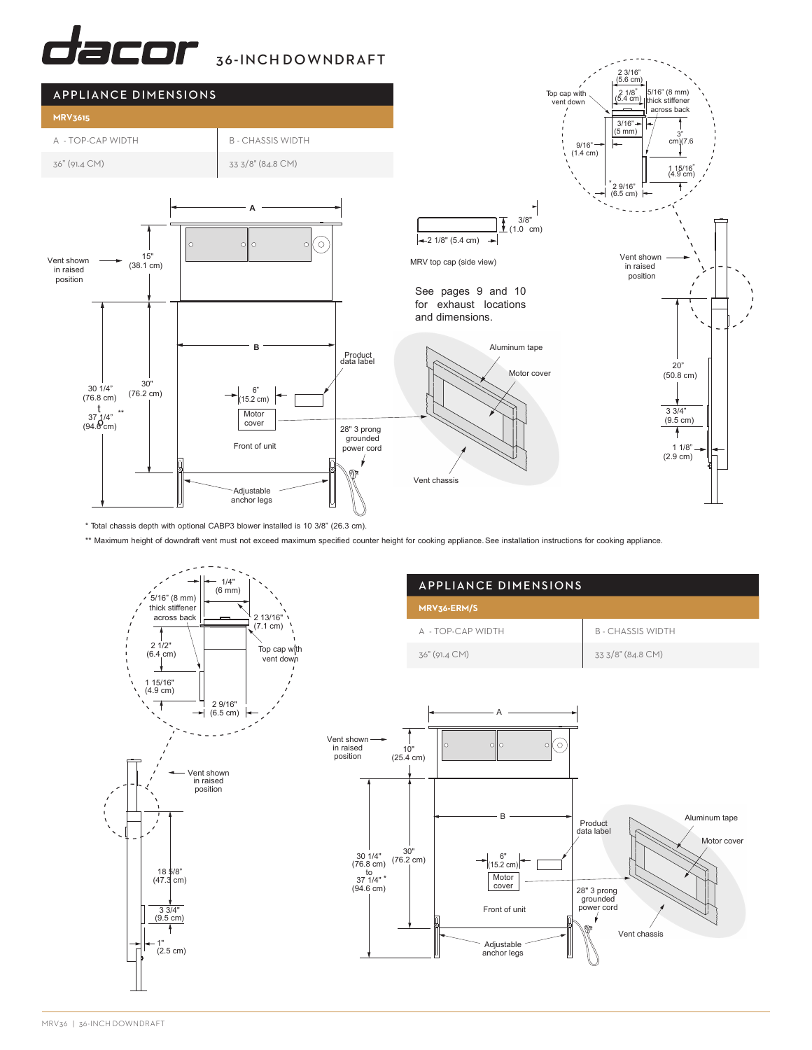# dacor 36-INCH DOWNDRAFT

## APPLIANCE DIMENSIONS

**MRV3615**

| A - TOP-CAP WIDTH | B - CHASSIS WIDTH |
|---|---|
| 36" (91.4 CM) | 33 3/8" (84.8 CM) |

A

B

Vent shown in raised position

15" (38.1 cm)

30 1/4" (76.8 cm) to 37 1/4" (94.6 cm) **

30" (76.2 cm)

6" (15.2 cm)

Motor cover

Product data label

Front of unit

28" 3 prong grounded power cord

Adjustable anchor legs

3/8" (1.0 cm)

2 1/8" (5.4 cm)

MRV top cap (side view)

See pages 9 and 10 for exhaust locations and dimensions.

Aluminum tape

Motor cover

Vent chassis

Top cap with vent down

2 3/16" (5.6 cm)

2 1/8" (5.4 cm)

5/16" (8 mm) thick stiffener across back

3/16" (5 mm)

3" (7.6 cm)

9/16" (1.4 cm)

1 15/16" (4.9 cm)

2 9/16" (6.5 cm) *

Vent shown in raised position

20" (50.8 cm)

3 3/4" (9.5 cm)

1 1/8" (2.9 cm)

* Total chassis depth with optional CABP3 blower installed is 10 3/8" (26.3 cm).

** Maximum height of downdraft vent must not exceed maximum specified counter height for cooking appliance. See installation instructions for cooking appliance.

## APPLIANCE DIMENSIONS

**MRV36-ERM/S**

| A - TOP-CAP WIDTH | B - CHASSIS WIDTH |
|---|---|
| 36" (91.4 CM) | 33 3/8" (84.8 CM) |

1/4" (6 mm)

5/16" (8 mm) thick stiffener across back

2 13/16" (7.1 cm)

2 1/2" (6.4 cm)

Top cap with vent down

1 15/16" (4.9 cm)

2 9/16" (6.5 cm)

Vent shown in raised position

18 5/8" (47.3 cm)

3 3/4" (9.5 cm)

1" (2.5 cm)

A

Vent shown in raised position

10" (25.4 cm)

B

30 1/4" (76.8 cm) to 37 1/4" * (94.6 cm)

30" (76.2 cm)

6" (15.2 cm)

Motor cover

Product data label

Front of unit

28" 3 prong grounded power cord

Adjustable anchor legs

Aluminum tape

Motor cover

Vent chassis